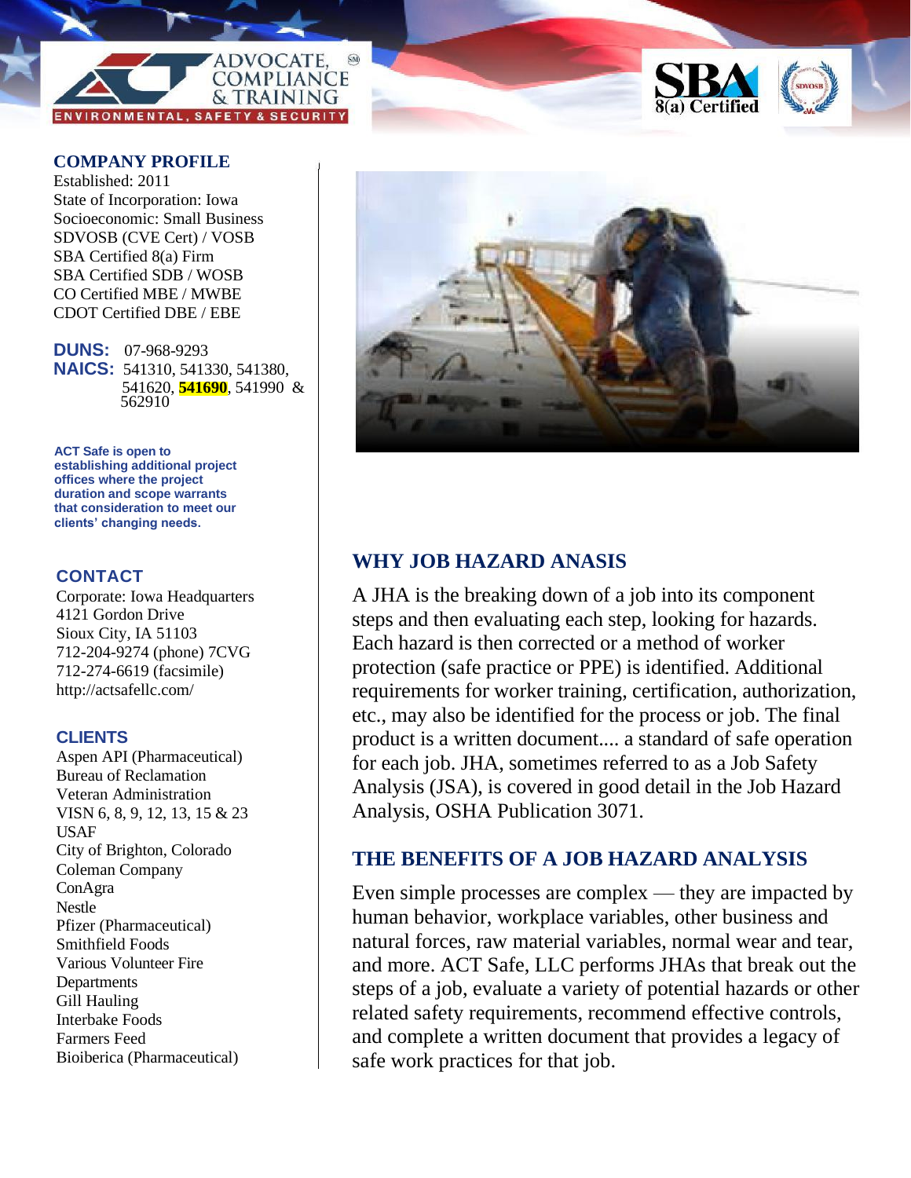ADVOCATE, COMPLIANCE & TRAINING℠

ENVIRONMENTAL, SAFETY & SECURITY

SBA 8(a) Certified

## COMPANY PROFILE

Established: 2011
State of Incorporation: Iowa
Socioeconomic: Small Business
SDVOSB (CVE Cert) / VOSB
SBA Certified 8(a) Firm
SBA Certified SDB / WOSB
CO Certified MBE / MWBE
CDOT Certified DBE / EBE

**DUNS:** 07-968-9293
**NAICS:** 541310, 541330, 541380, 541620, **541690**, 541990 & 562910

**ACT Safe is open to establishing additional project offices where the project duration and scope warrants that consideration to meet our clients' changing needs.**

## CONTACT

Corporate: Iowa Headquarters
4121 Gordon Drive
Sioux City, IA 51103
712-204-9274 (phone) 7CVG
712-274-6619 (facsimile)
http://actsafellc.com/

## CLIENTS

Aspen API (Pharmaceutical)
Bureau of Reclamation
Veteran Administration
VISN 6, 8, 9, 12, 13, 15 & 23
USAF
City of Brighton, Colorado
Coleman Company
ConAgra
Nestle
Pfizer (Pharmaceutical)
Smithfield Foods
Various Volunteer Fire Departments
Gill Hauling
Interbake Foods
Farmers Feed
Bioiberica (Pharmaceutical)

## WHY JOB HAZARD ANASIS

A JHA is the breaking down of a job into its component steps and then evaluating each step, looking for hazards. Each hazard is then corrected or a method of worker protection (safe practice or PPE) is identified. Additional requirements for worker training, certification, authorization, etc., may also be identified for the process or job. The final product is a written document.... a standard of safe operation for each job. JHA, sometimes referred to as a Job Safety Analysis (JSA), is covered in good detail in the Job Hazard Analysis, OSHA Publication 3071.

## THE BENEFITS OF A JOB HAZARD ANALYSIS

Even simple processes are complex — they are impacted by human behavior, workplace variables, other business and natural forces, raw material variables, normal wear and tear, and more. ACT Safe, LLC performs JHAs that break out the steps of a job, evaluate a variety of potential hazards or other related safety requirements, recommend effective controls, and complete a written document that provides a legacy of safe work practices for that job.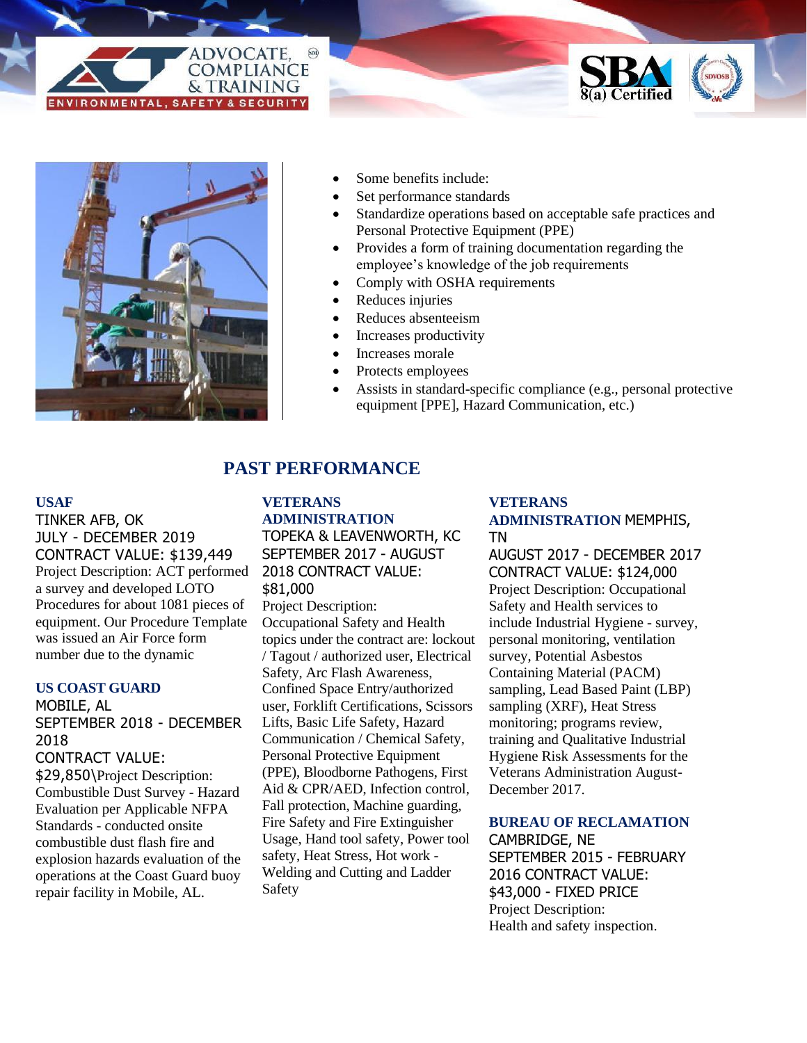- Some benefits include:
- Set performance standards
- Standardize operations based on acceptable safe practices and Personal Protective Equipment (PPE)
- Provides a form of training documentation regarding the employee's knowledge of the job requirements
- Comply with OSHA requirements
- Reduces injuries
- Reduces absenteeism
- Increases productivity
- Increases morale
- Protects employees
- Assists in standard-specific compliance (e.g., personal protective equipment [PPE], Hazard Communication, etc.)

## PAST PERFORMANCE

**USAF**

TINKER AFB, OK
JULY - DECEMBER 2019
CONTRACT VALUE: $139,449
Project Description: ACT performed a survey and developed LOTO Procedures for about 1081 pieces of equipment. Our Procedure Template was issued an Air Force form number due to the dynamic

**US COAST GUARD**

MOBILE, AL
SEPTEMBER 2018 - DECEMBER 2018
CONTRACT VALUE:
$29,850\Project Description: Combustible Dust Survey - Hazard Evaluation per Applicable NFPA Standards - conducted onsite combustible dust flash fire and explosion hazards evaluation of the operations at the Coast Guard buoy repair facility in Mobile, AL.

**VETERANS ADMINISTRATION**

TOPEKA & LEAVENWORTH, KC
SEPTEMBER 2017 - AUGUST 2018 CONTRACT VALUE: $81,000
Project Description:
Occupational Safety and Health topics under the contract are: lockout / Tagout / authorized user, Electrical Safety, Arc Flash Awareness, Confined Space Entry/authorized user, Forklift Certifications, Scissors Lifts, Basic Life Safety, Hazard Communication / Chemical Safety, Personal Protective Equipment (PPE), Bloodborne Pathogens, First Aid & CPR/AED, Infection control, Fall protection, Machine guarding, Fire Safety and Fire Extinguisher Usage, Hand tool safety, Power tool safety, Heat Stress, Hot work - Welding and Cutting and Ladder Safety

**VETERANS ADMINISTRATION** MEMPHIS, TN
AUGUST 2017 - DECEMBER 2017
CONTRACT VALUE: $124,000
Project Description: Occupational Safety and Health services to include Industrial Hygiene - survey, personal monitoring, ventilation survey, Potential Asbestos Containing Material (PACM) sampling, Lead Based Paint (LBP) sampling (XRF), Heat Stress monitoring; programs review, training and Qualitative Industrial Hygiene Risk Assessments for the Veterans Administration August-December 2017.

**BUREAU OF RECLAMATION**

CAMBRIDGE, NE
SEPTEMBER 2015 - FEBRUARY 2016 CONTRACT VALUE: $43,000 - FIXED PRICE
Project Description:
Health and safety inspection.